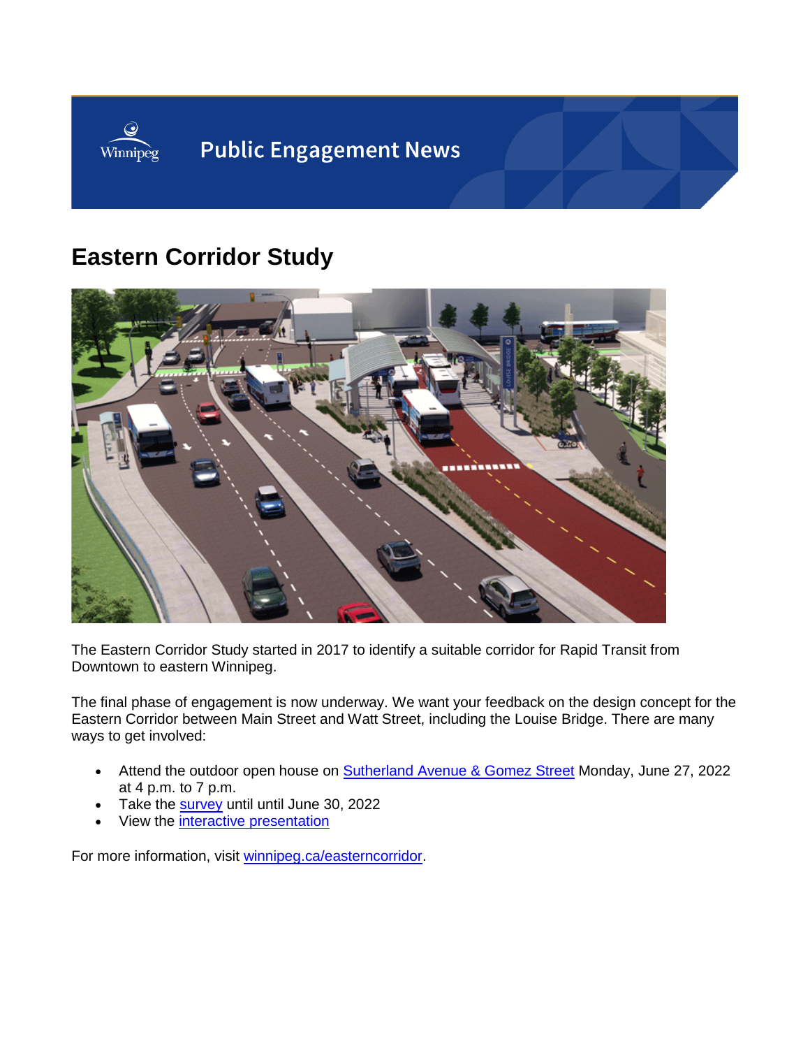Public Engagement News

# Eastern Corridor Study

The Eastern Corridor Study started in 2017 to identify a suitable corridor for Rapid Transit from Downtown to eastern Winnipeg.

The final phase of engagement is now underway. We want your feedback on the design concept for the Eastern Corridor between Main Street and Watt Street, including the Louise Bridge. There are many ways to get involved:

- Attend the outdoor open house on Sutherland Avenue & Gomez Street Monday, June 27, 2022 at 4 p.m. to 7 p.m.
- Take the survey until until June 30, 2022
- View the interactive presentation

For more information, visit winnipeg.ca/easterncorridor.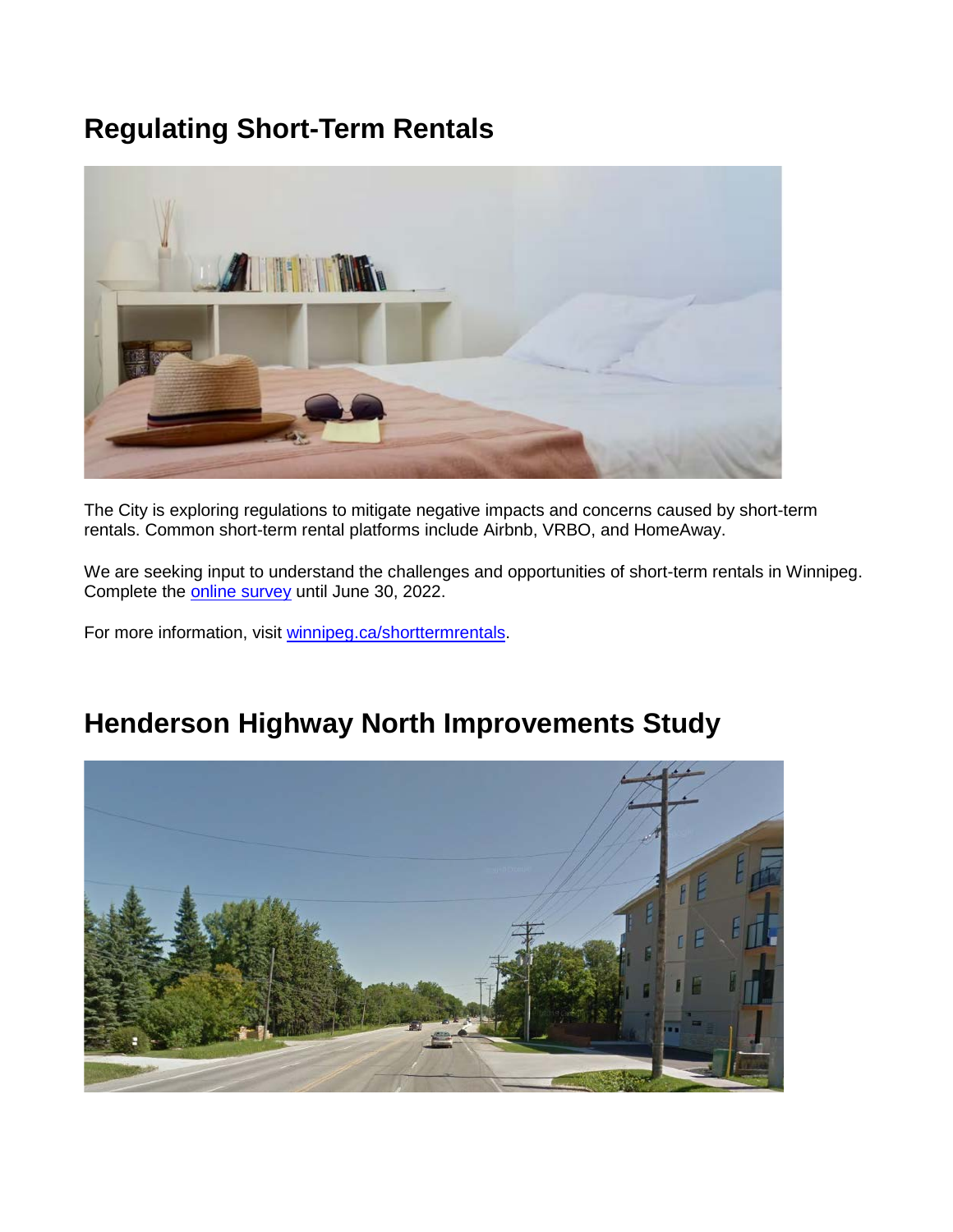## Regulating Short-Term Rentals

The City is exploring regulations to mitigate negative impacts and concerns caused by short-term rentals. Common short-term rental platforms include Airbnb, VRBO, and HomeAway.

We are seeking input to understand the challenges and opportunities of short-term rentals in Winnipeg. Complete the [online survey]() until June 30, 2022.

For more information, visit [winnipeg.ca/shorttermrentals]().

## Henderson Highway North Improvements Study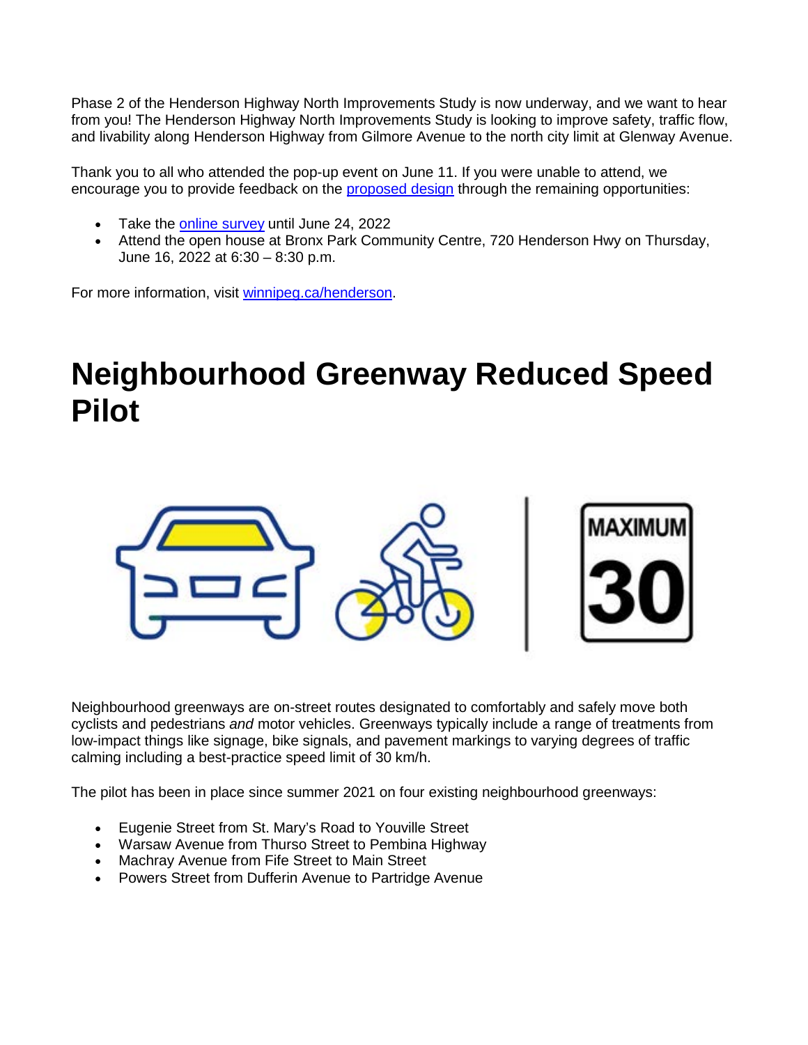Phase 2 of the Henderson Highway North Improvements Study is now underway, and we want to hear from you! The Henderson Highway North Improvements Study is looking to improve safety, traffic flow, and livability along Henderson Highway from Gilmore Avenue to the north city limit at Glenway Avenue.

Thank you to all who attended the pop-up event on June 11. If you were unable to attend, we encourage you to provide feedback on the proposed design through the remaining opportunities:

- Take the online survey until June 24, 2022
- Attend the open house at Bronx Park Community Centre, 720 Henderson Hwy on Thursday, June 16, 2022 at 6:30 – 8:30 p.m.

For more information, visit winnipeg.ca/henderson.

# Neighbourhood Greenway Reduced Speed Pilot

Neighbourhood greenways are on-street routes designated to comfortably and safely move both cyclists and pedestrians *and* motor vehicles. Greenways typically include a range of treatments from low-impact things like signage, bike signals, and pavement markings to varying degrees of traffic calming including a best-practice speed limit of 30 km/h.

The pilot has been in place since summer 2021 on four existing neighbourhood greenways:

- Eugenie Street from St. Mary's Road to Youville Street
- Warsaw Avenue from Thurso Street to Pembina Highway
- Machray Avenue from Fife Street to Main Street
- Powers Street from Dufferin Avenue to Partridge Avenue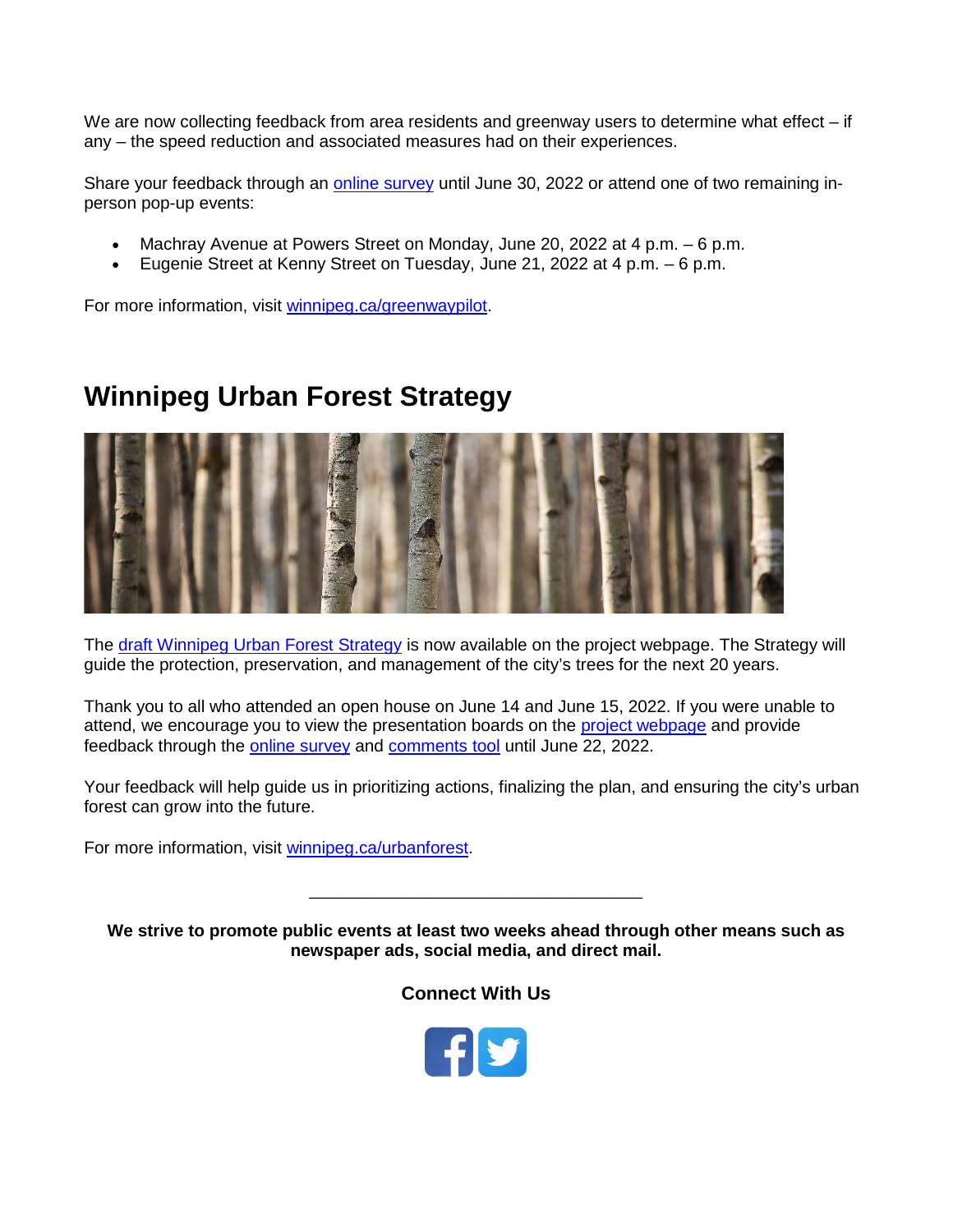We are now collecting feedback from area residents and greenway users to determine what effect – if any – the speed reduction and associated measures had on their experiences.

Share your feedback through an online survey until June 30, 2022 or attend one of two remaining in-person pop-up events:

- Machray Avenue at Powers Street on Monday, June 20, 2022 at 4 p.m. – 6 p.m.
- Eugenie Street at Kenny Street on Tuesday, June 21, 2022 at 4 p.m. – 6 p.m.

For more information, visit winnipeg.ca/greenwaypilot.

## Winnipeg Urban Forest Strategy

The draft Winnipeg Urban Forest Strategy is now available on the project webpage. The Strategy will guide the protection, preservation, and management of the city's trees for the next 20 years.

Thank you to all who attended an open house on June 14 and June 15, 2022. If you were unable to attend, we encourage you to view the presentation boards on the project webpage and provide feedback through the online survey and comments tool until June 22, 2022.

Your feedback will help guide us in prioritizing actions, finalizing the plan, and ensuring the city's urban forest can grow into the future.

For more information, visit winnipeg.ca/urbanforest.

---

**We strive to promote public events at least two weeks ahead through other means such as newspaper ads, social media, and direct mail.**

**Connect With Us**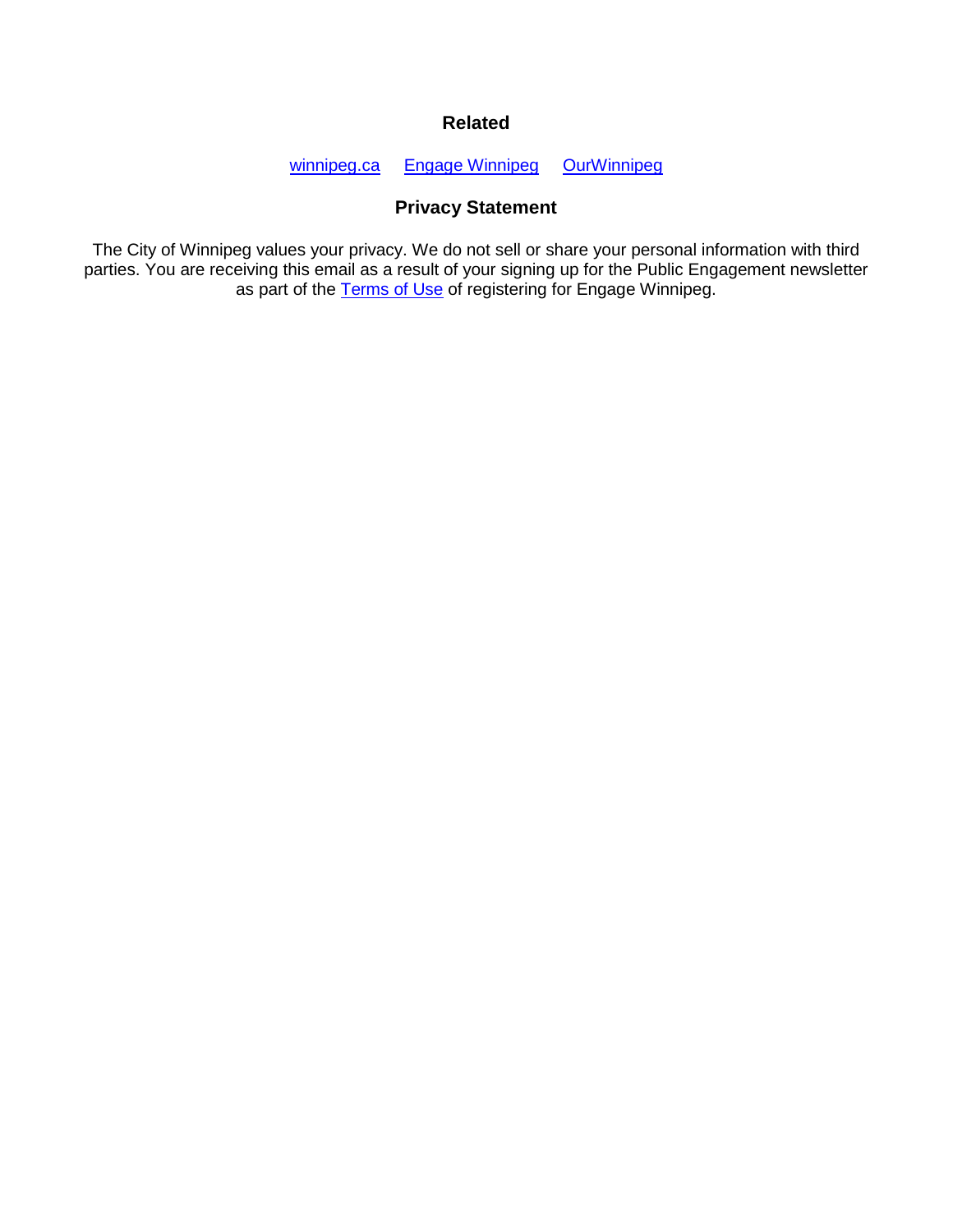### Related

[winnipeg.ca](winnipeg.ca) [Engage Winnipeg](Engage Winnipeg) [OurWinnipeg](OurWinnipeg)

### Privacy Statement

The City of Winnipeg values your privacy. We do not sell or share your personal information with third parties. You are receiving this email as a result of your signing up for the Public Engagement newsletter as part of the Terms of Use of registering for Engage Winnipeg.